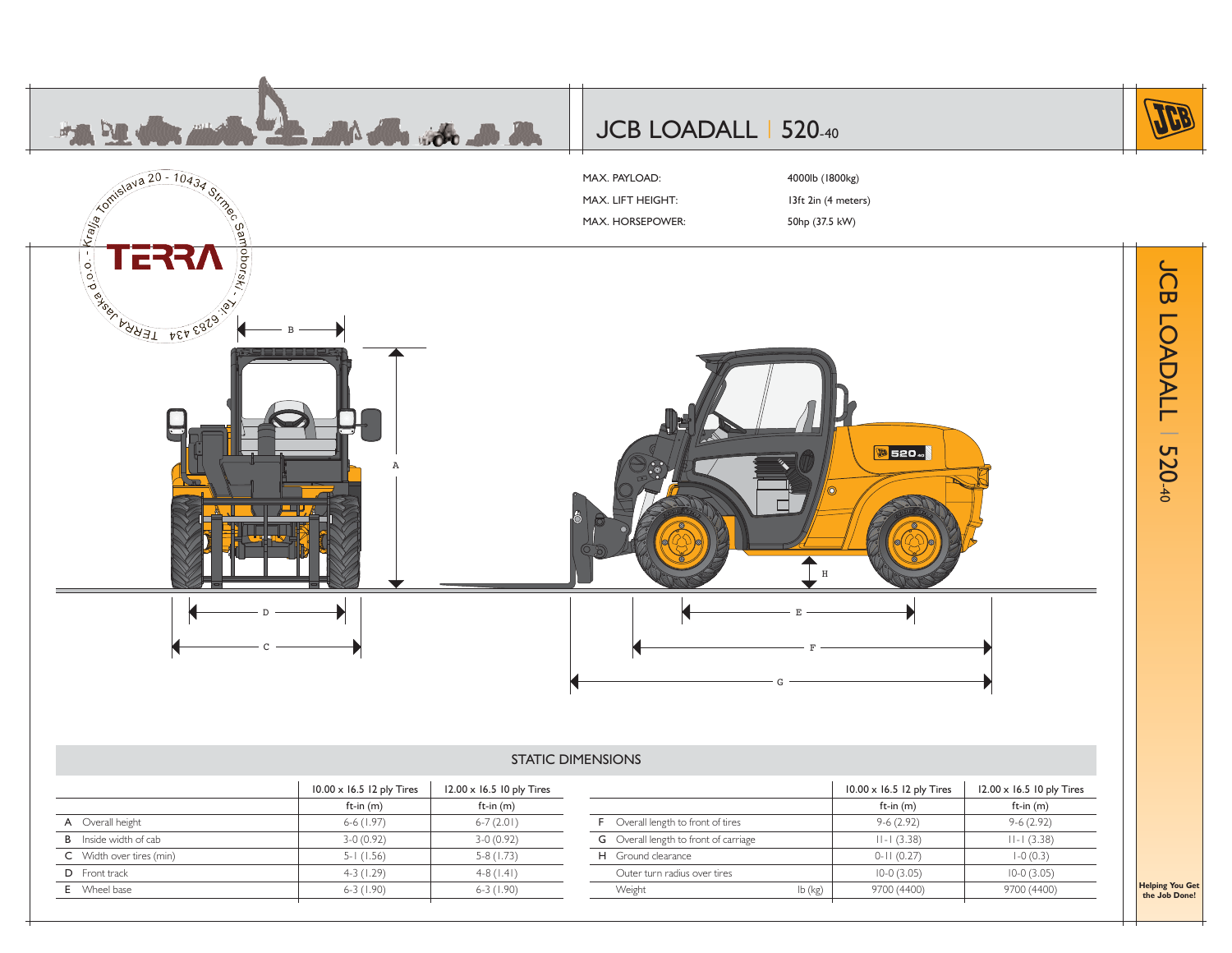# JCB LOADALL | 520-40

MAX. PAYLOAD: 4000lb (1800kg)

MAX. LIFT HEIGHT: 13ft 2in (4 meters)

MAX. HORSEPOWER: 50hp (37.5 kW)

## STATIC DIMENSIONS

| | | 10.00 x 16.5 12 ply Tires | 12.00 x 16.5 10 ply Tires |
|---|---|---|---|
| | | ft-in (m) | ft-in (m) |
| A | Overall height | 6-6 (1.97) | 6-7 (2.01) |
| B | Inside width of cab | 3-0 (0.92) | 3-0 (0.92) |
| C | Width over tires (min) | 5-1 (1.56) | 5-8 (1.73) |
| D | Front track | 4-3 (1.29) | 4-8 (1.41) |
| E | Wheel base | 6-3 (1.90) | 6-3 (1.90) |

| | | 10.00 x 16.5 12 ply Tires | 12.00 x 16.5 10 ply Tires |
|---|---|---|---|
| | | ft-in (m) | ft-in (m) |
| F | Overall length to front of tires | 9-6 (2.92) | 9-6 (2.92) |
| G | Overall length to front of carriage | 11-1 (3.38) | 11-1 (3.38) |
| H | Ground clearance | 0-11 (0.27) | 1-0 (0.3) |
| | Outer turn radius over tires | 10-0 (3.05) | 10-0 (3.05) |
| | Weight lb (kg) | 9700 (4400) | 9700 (4400) |

Helping You Get the Job Done!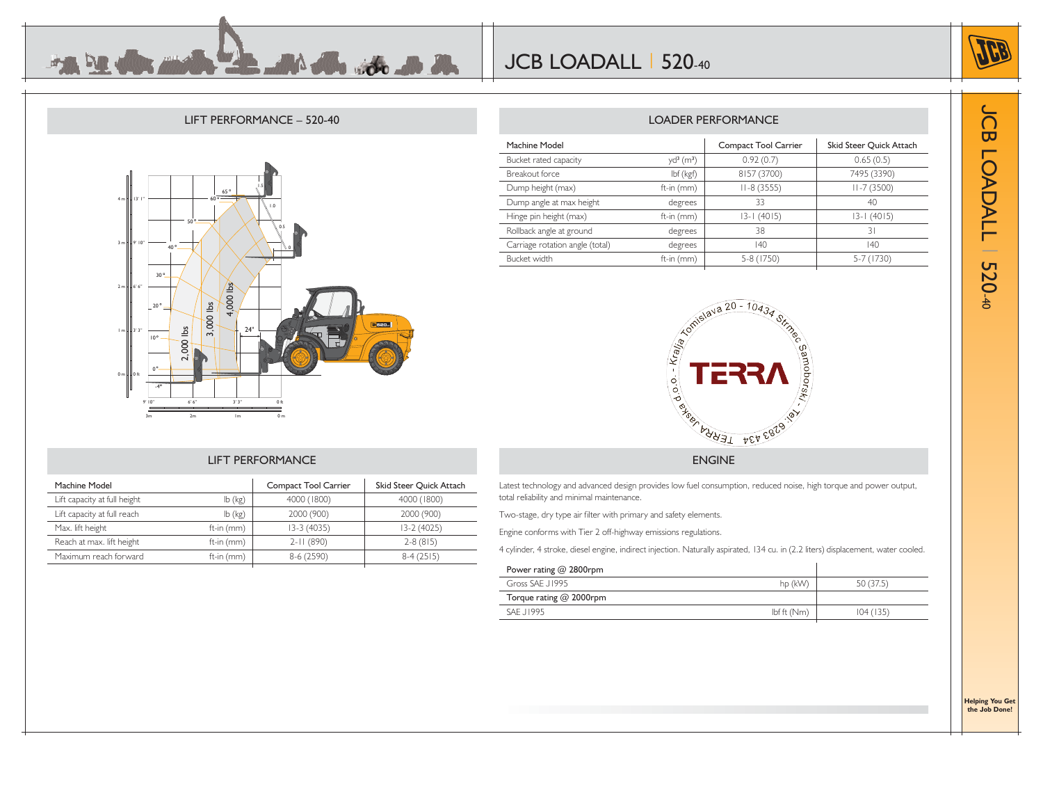# JCB LOADALL | 520-40

## LIFT PERFORMANCE – 520-40

## LOADER PERFORMANCE

| Machine Model | | Compact Tool Carrier | Skid Steer Quick Attach |
|---|---|---|---|
| Bucket rated capacity | $yd^3$ ($m^3$) | 0.92 (0.7) | 0.65 (0.5) |
| Breakout force | lbf (kgf) | 8157 (3700) | 7495 (3390) |
| Dump height (max) | ft-in (mm) | 11-8 (3555) | 11-7 (3500) |
| Dump angle at max height | degrees | 33 | 40 |
| Hinge pin height (max) | ft-in (mm) | 13-1 (4015) | 13-1 (4015) |
| Rollback angle at ground | degrees | 38 | 31 |
| Carriage rotation angle (total) | degrees | 140 | 140 |
| Bucket width | ft-in (mm) | 5-8 (1750) | 5-7 (1730) |

## LIFT PERFORMANCE

| Machine Model | | Compact Tool Carrier | Skid Steer Quick Attach |
|---|---|---|---|
| Lift capacity at full height | lb (kg) | 4000 (1800) | 4000 (1800) |
| Lift capacity at full reach | lb (kg) | 2000 (900) | 2000 (900) |
| Max. lift height | ft-in (mm) | 13-3 (4035) | 13-2 (4025) |
| Reach at max. lift height | ft-in (mm) | 2-11 (890) | 2-8 (815) |
| Maximum reach forward | ft-in (mm) | 8-6 (2590) | 8-4 (2515) |

## ENGINE

Latest technology and advanced design provides low fuel consumption, reduced noise, high torque and power output, total reliability and minimal maintenance.

Two-stage, dry type air filter with primary and safety elements.

Engine conforms with Tier 2 off-highway emissions regulations.

4 cylinder, 4 stroke, diesel engine, indirect injection. Naturally aspirated, 134 cu. in (2.2 liters) displacement, water cooled.

| Power rating @ 2800rpm | | |
|---|---|---|
| Gross SAE J1995 | hp (kW) | 50 (37.5) |
| **Torque rating @ 2000rpm** | | |
| SAE J1995 | lbf ft (Nm) | 104 (135) |

**Helping You Get the Job Done!**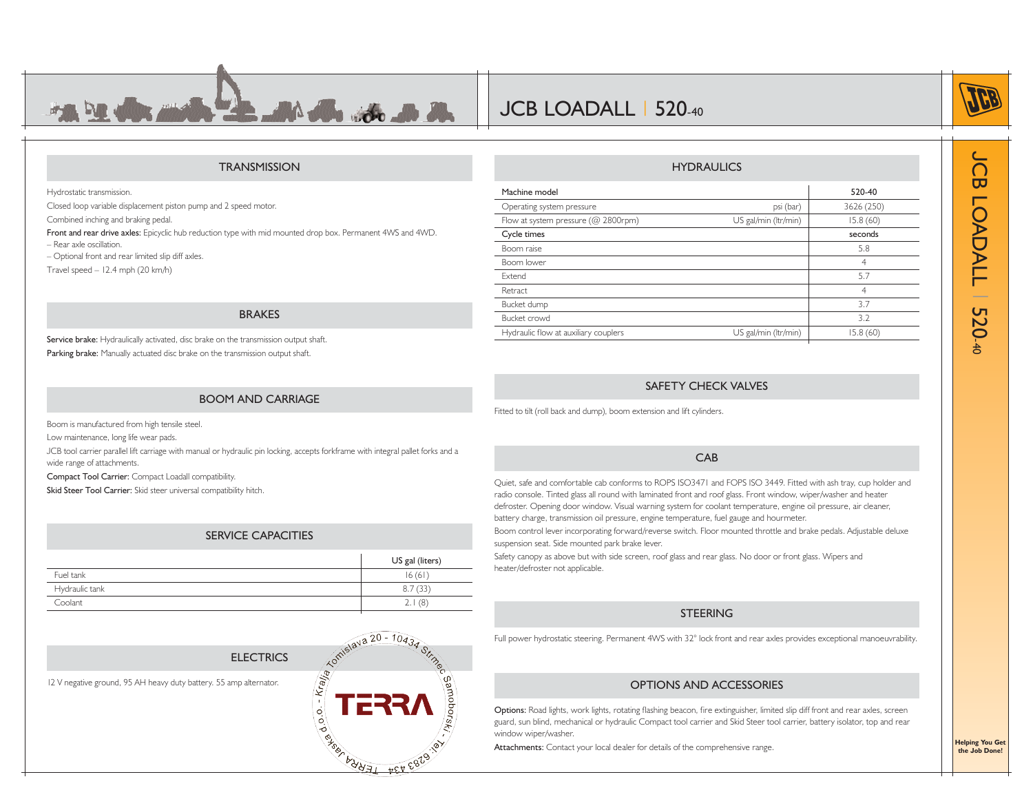# JCB LOADALL | 520-40

## TRANSMISSION

Hydrostatic transmission.

Closed loop variable displacement piston pump and 2 speed motor.

Combined inching and braking pedal.

**Front and rear drive axles:** Epicyclic hub reduction type with mid mounted drop box. Permanent 4WS and 4WD.
– Rear axle oscillation.
– Optional front and rear limited slip diff axles.

Travel speed – 12.4 mph (20 km/h)

## BRAKES

**Service brake:** Hydraulically activated, disc brake on the transmission output shaft.

**Parking brake:** Manually actuated disc brake on the transmission output shaft.

## BOOM AND CARRIAGE

Boom is manufactured from high tensile steel.

Low maintenance, long life wear pads.

JCB tool carrier parallel lift carriage with manual or hydraulic pin locking, accepts forkframe with integral pallet forks and a wide range of attachments.

**Compact Tool Carrier:** Compact Loadall compatibility.

**Skid Steer Tool Carrier:** Skid steer universal compatibility hitch.

## SERVICE CAPACITIES

| | US gal (liters) |
|---|---|
| Fuel tank | 16 (61) |
| Hydraulic tank | 8.7 (33) |
| Coolant | 2.1 (8) |

## ELECTRICS

12 V negative ground, 95 AH heavy duty battery. 55 amp alternator.

TERRA d.o.o. - Kralja Tomislava 20 - 10434 Strmec Samoborski - Tel: 6283 434 TERRA Jaska

## HYDRAULICS

| Machine model | | 520-40 |
|---|---|---|
| Operating system pressure | psi (bar) | 3626 (250) |
| Flow at system pressure (@ 2800rpm) | US gal/min (ltr/min) | 15.8 (60) |
| **Cycle times** | | **seconds** |
| Boom raise | | 5.8 |
| Boom lower | | 4 |
| Extend | | 5.7 |
| Retract | | 4 |
| Bucket dump | | 3.7 |
| Bucket crowd | | 3.2 |
| Hydraulic flow at auxiliary couplers | US gal/min (ltr/min) | 15.8 (60) |

## SAFETY CHECK VALVES

Fitted to tilt (roll back and dump), boom extension and lift cylinders.

## CAB

Quiet, safe and comfortable cab conforms to ROPS ISO3471 and FOPS ISO 3449. Fitted with ash tray, cup holder and radio console. Tinted glass all round with laminated front and roof glass. Front window, wiper/washer and heater defroster. Opening door window. Visual warning system for coolant temperature, engine oil pressure, air cleaner, battery charge, transmission oil pressure, engine temperature, fuel gauge and hourmeter.

Boom control lever incorporating forward/reverse switch. Floor mounted throttle and brake pedals. Adjustable deluxe suspension seat. Side mounted park brake lever.

Safety canopy as above but with side screen, roof glass and rear glass. No door or front glass. Wipers and heater/defroster not applicable.

## STEERING

Full power hydrostatic steering. Permanent 4WS with 32° lock front and rear axles provides exceptional manoeuvrability.

## OPTIONS AND ACCESSORIES

**Options:** Road lights, work lights, rotating flashing beacon, fire extinguisher, limited slip diff front and rear axles, screen guard, sun blind, mechanical or hydraulic Compact tool carrier and Skid Steer tool carrier, battery isolator, top and rear window wiper/washer.

**Attachments:** Contact your local dealer for details of the comprehensive range.

JCB LOADALL | 520-40

Helping You Get the Job Done!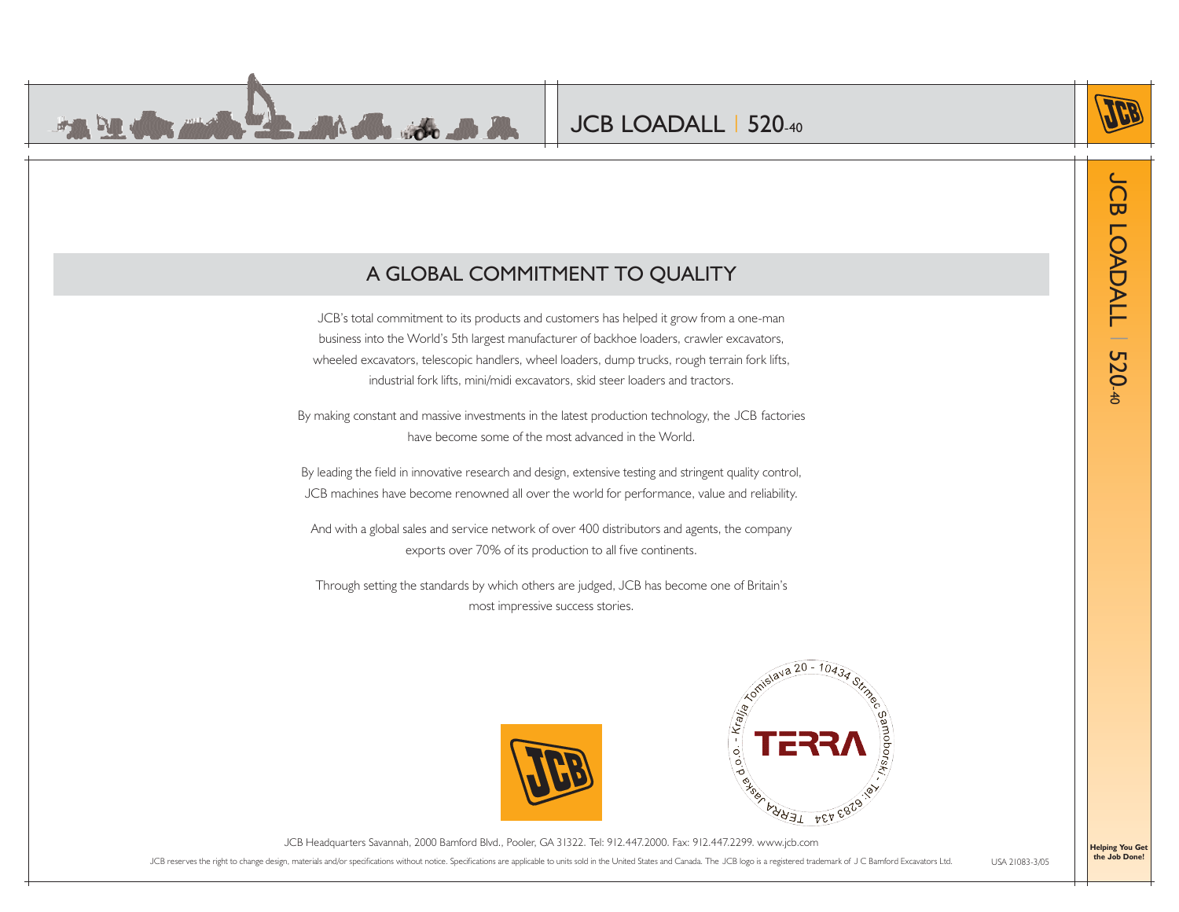## A GLOBAL COMMITMENT TO QUALITY

JCB's total commitment to its products and customers has helped it grow from a one-man business into the World's 5th largest manufacturer of backhoe loaders, crawler excavators, wheeled excavators, telescopic handlers, wheel loaders, dump trucks, rough terrain fork lifts, industrial fork lifts, mini/midi excavators, skid steer loaders and tractors.

By making constant and massive investments in the latest production technology, the JCB factories have become some of the most advanced in the World.

By leading the field in innovative research and design, extensive testing and stringent quality control, JCB machines have become renowned all over the world for performance, value and reliability.

And with a global sales and service network of over 400 distributors and agents, the company exports over 70% of its production to all five continents.

Through setting the standards by which others are judged, JCB has become one of Britain's most impressive success stories.

TERRA Jaska d.o.o. - Kralja Tomislava 20 - 10434 Strmec Samoborski - Tel: 6283 434

JCB Headquarters Savannah, 2000 Bamford Blvd., Pooler, GA 31322. Tel: 912.447.2000. Fax: 912.447.2299. www.jcb.com

JCB reserves the right to change design, materials and/or specifications without notice. Specifications are applicable to units sold in the United States and Canada. The JCB logo is a registered trademark of J C Bamford Excavators Ltd.

USA 21083-3/05

Helping You Get the Job Done!